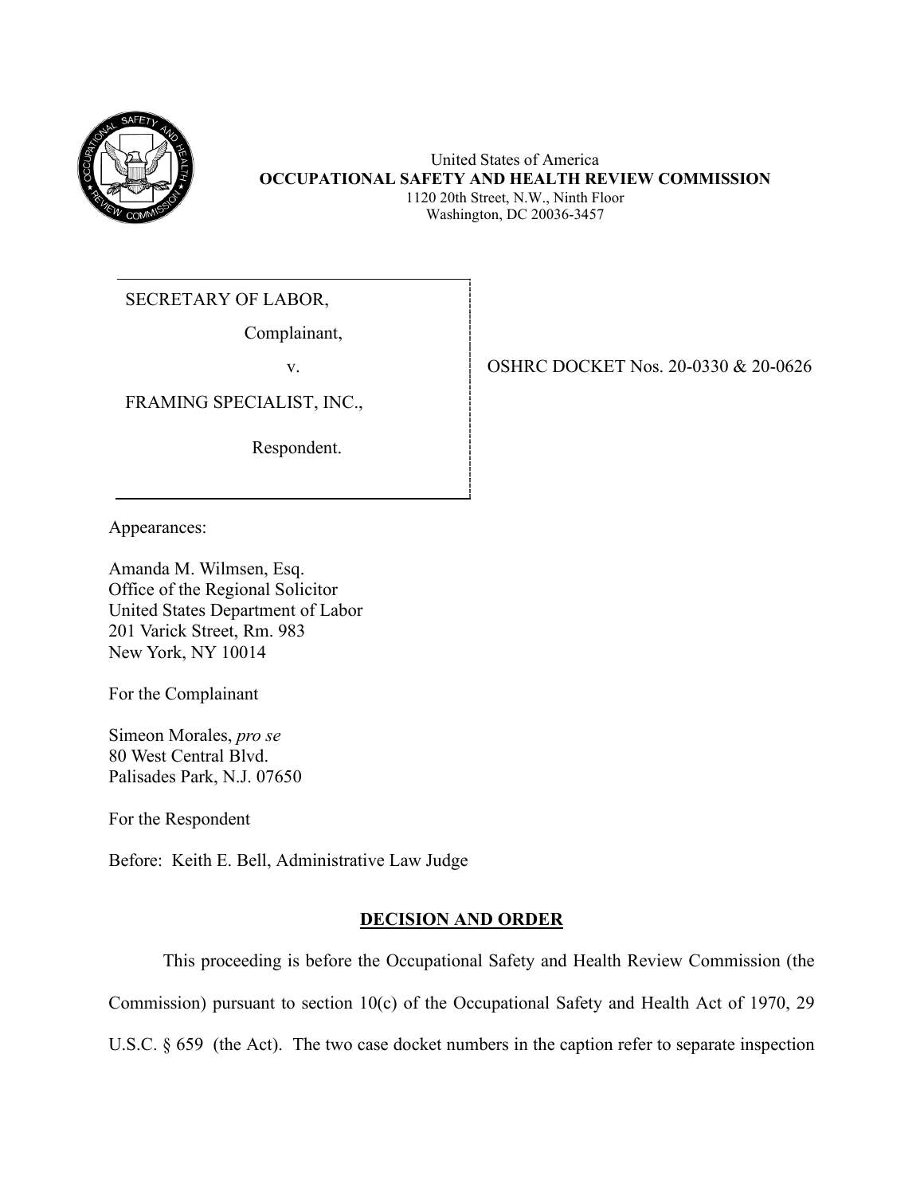United States of America
**OCCUPATIONAL SAFETY AND HEALTH REVIEW COMMISSION**
1120 20th Street, N.W., Ninth Floor
Washington, DC 20036-3457

SECRETARY OF LABOR,

Complainant,

v.

FRAMING SPECIALIST, INC.,

Respondent.

OSHRC DOCKET Nos. 20-0330 & 20-0626

Appearances:

Amanda M. Wilmsen, Esq.
Office of the Regional Solicitor
United States Department of Labor
201 Varick Street, Rm. 983
New York, NY 10014

For the Complainant

Simeon Morales, *pro se*
80 West Central Blvd.
Palisades Park, N.J. 07650

For the Respondent

Before: Keith E. Bell, Administrative Law Judge

## DECISION AND ORDER

This proceeding is before the Occupational Safety and Health Review Commission (the Commission) pursuant to section 10(c) of the Occupational Safety and Health Act of 1970, 29 U.S.C. § 659 (the Act). The two case docket numbers in the caption refer to separate inspection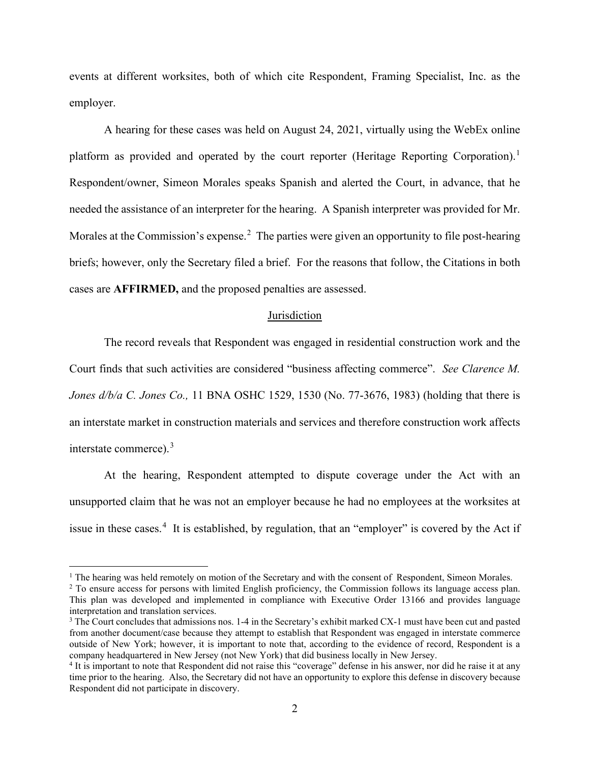events at different worksites, both of which cite Respondent, Framing Specialist, Inc. as the employer.

A hearing for these cases was held on August 24, 2021, virtually using the WebEx online platform as provided and operated by the court reporter (Heritage Reporting Corporation).[1] Respondent/owner, Simeon Morales speaks Spanish and alerted the Court, in advance, that he needed the assistance of an interpreter for the hearing. A Spanish interpreter was provided for Mr. Morales at the Commission's expense.[2] The parties were given an opportunity to file post-hearing briefs; however, only the Secretary filed a brief. For the reasons that follow, the Citations in both cases are **AFFIRMED,** and the proposed penalties are assessed.

## Jurisdiction

The record reveals that Respondent was engaged in residential construction work and the Court finds that such activities are considered "business affecting commerce". *See Clarence M. Jones d/b/a C. Jones Co.,* 11 BNA OSHC 1529, 1530 (No. 77-3676, 1983) (holding that there is an interstate market in construction materials and services and therefore construction work affects interstate commerce).[3]

At the hearing, Respondent attempted to dispute coverage under the Act with an unsupported claim that he was not an employer because he had no employees at the worksites at issue in these cases.[4] It is established, by regulation, that an "employer" is covered by the Act if

---

[1] The hearing was held remotely on motion of the Secretary and with the consent of Respondent, Simeon Morales.

[2] To ensure access for persons with limited English proficiency, the Commission follows its language access plan. This plan was developed and implemented in compliance with Executive Order 13166 and provides language interpretation and translation services.

[3] The Court concludes that admissions nos. 1-4 in the Secretary's exhibit marked CX-1 must have been cut and pasted from another document/case because they attempt to establish that Respondent was engaged in interstate commerce outside of New York; however, it is important to note that, according to the evidence of record, Respondent is a company headquartered in New Jersey (not New York) that did business locally in New Jersey.

[4] It is important to note that Respondent did not raise this "coverage" defense in his answer, nor did he raise it at any time prior to the hearing. Also, the Secretary did not have an opportunity to explore this defense in discovery because Respondent did not participate in discovery.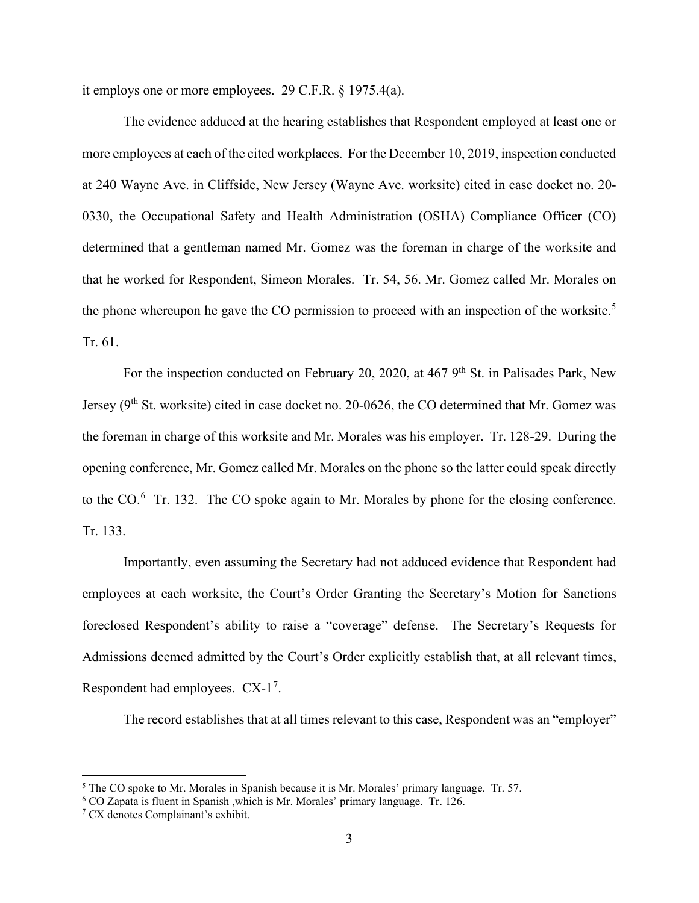it employs one or more employees. 29 C.F.R. § 1975.4(a).

The evidence adduced at the hearing establishes that Respondent employed at least one or more employees at each of the cited workplaces. For the December 10, 2019, inspection conducted at 240 Wayne Ave. in Cliffside, New Jersey (Wayne Ave. worksite) cited in case docket no. 20-0330, the Occupational Safety and Health Administration (OSHA) Compliance Officer (CO) determined that a gentleman named Mr. Gomez was the foreman in charge of the worksite and that he worked for Respondent, Simeon Morales. Tr. 54, 56. Mr. Gomez called Mr. Morales on the phone whereupon he gave the CO permission to proceed with an inspection of the worksite.[5] Tr. 61.

For the inspection conducted on February 20, 2020, at 467 9th St. in Palisades Park, New Jersey (9th St. worksite) cited in case docket no. 20-0626, the CO determined that Mr. Gomez was the foreman in charge of this worksite and Mr. Morales was his employer. Tr. 128-29. During the opening conference, Mr. Gomez called Mr. Morales on the phone so the latter could speak directly to the CO.[6] Tr. 132. The CO spoke again to Mr. Morales by phone for the closing conference. Tr. 133.

Importantly, even assuming the Secretary had not adduced evidence that Respondent had employees at each worksite, the Court's Order Granting the Secretary's Motion for Sanctions foreclosed Respondent's ability to raise a "coverage" defense. The Secretary's Requests for Admissions deemed admitted by the Court's Order explicitly establish that, at all relevant times, Respondent had employees. CX-1[7].

The record establishes that at all times relevant to this case, Respondent was an "employer"

---

[5] The CO spoke to Mr. Morales in Spanish because it is Mr. Morales' primary language. Tr. 57.

[6] CO Zapata is fluent in Spanish ,which is Mr. Morales' primary language. Tr. 126.

[7] CX denotes Complainant's exhibit.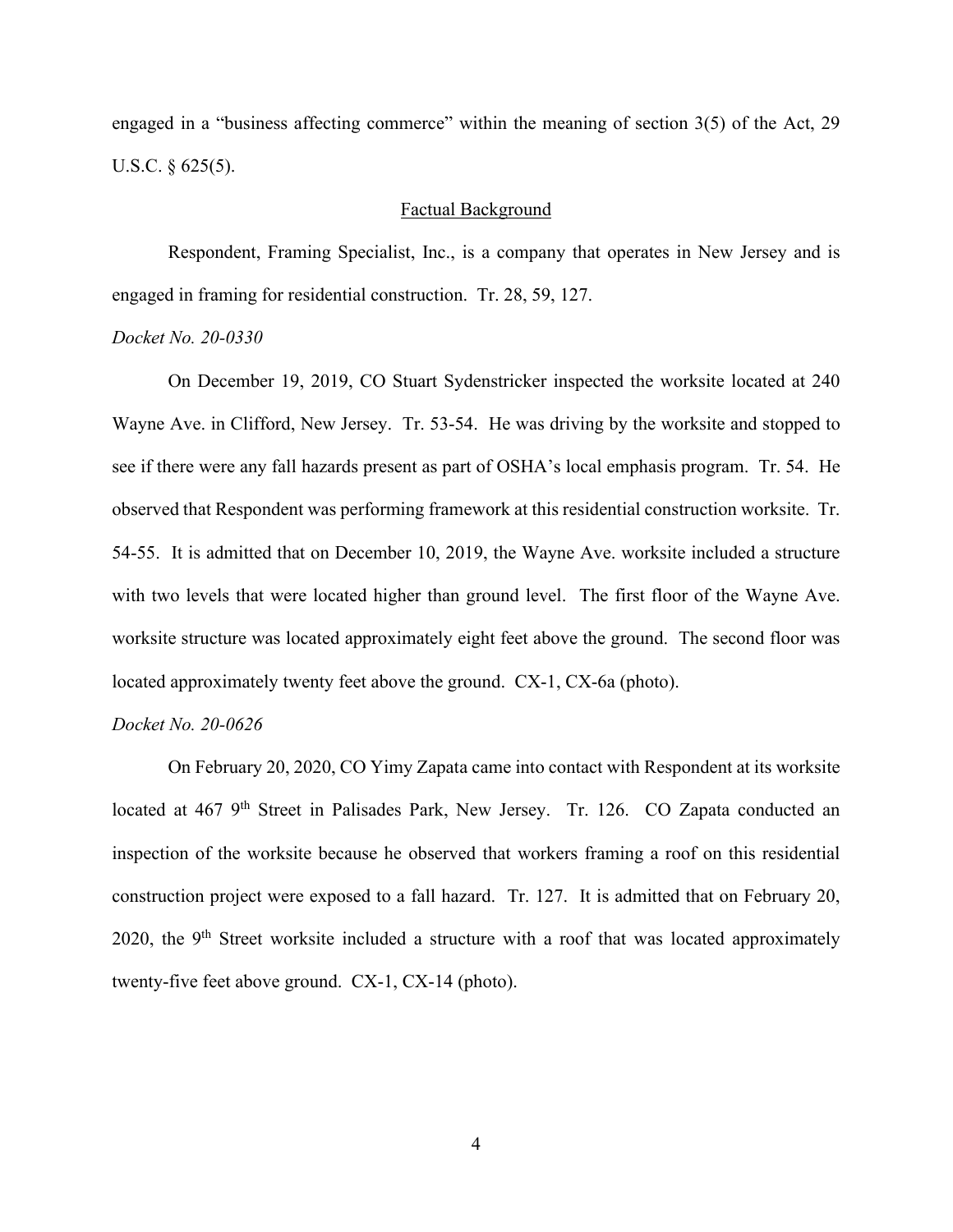engaged in a "business affecting commerce" within the meaning of section 3(5) of the Act, 29 U.S.C. § 625(5).

## Factual Background

Respondent, Framing Specialist, Inc., is a company that operates in New Jersey and is engaged in framing for residential construction. Tr. 28, 59, 127.

*Docket No. 20-0330*

On December 19, 2019, CO Stuart Sydenstricker inspected the worksite located at 240 Wayne Ave. in Clifford, New Jersey. Tr. 53-54. He was driving by the worksite and stopped to see if there were any fall hazards present as part of OSHA's local emphasis program. Tr. 54. He observed that Respondent was performing framework at this residential construction worksite. Tr. 54-55. It is admitted that on December 10, 2019, the Wayne Ave. worksite included a structure with two levels that were located higher than ground level. The first floor of the Wayne Ave. worksite structure was located approximately eight feet above the ground. The second floor was located approximately twenty feet above the ground. CX-1, CX-6a (photo).

*Docket No. 20-0626*

On February 20, 2020, CO Yimy Zapata came into contact with Respondent at its worksite located at 467 9th Street in Palisades Park, New Jersey. Tr. 126. CO Zapata conducted an inspection of the worksite because he observed that workers framing a roof on this residential construction project were exposed to a fall hazard. Tr. 127. It is admitted that on February 20, 2020, the 9th Street worksite included a structure with a roof that was located approximately twenty-five feet above ground. CX-1, CX-14 (photo).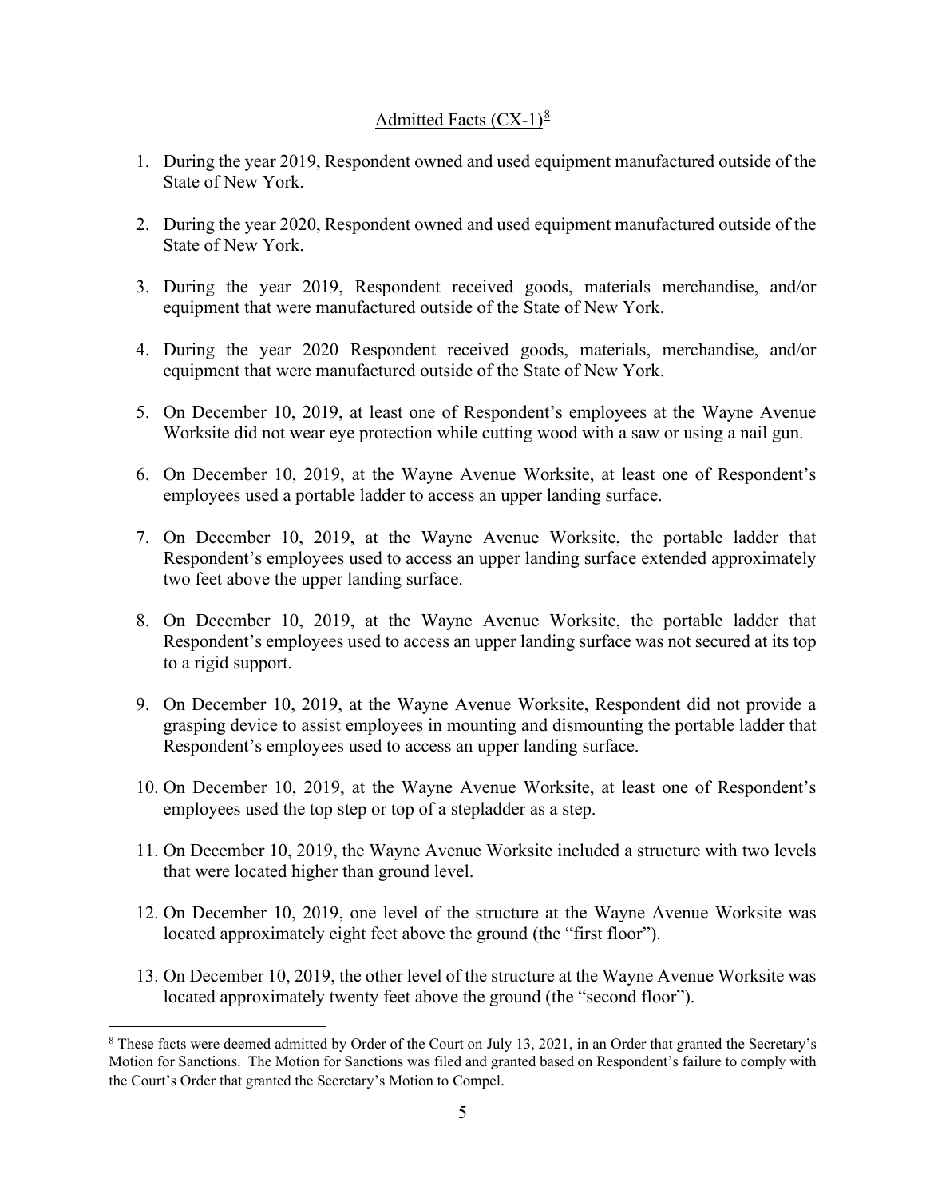Admitted Facts (CX-1)[8]

1. During the year 2019, Respondent owned and used equipment manufactured outside of the State of New York.

2. During the year 2020, Respondent owned and used equipment manufactured outside of the State of New York.

3. During the year 2019, Respondent received goods, materials merchandise, and/or equipment that were manufactured outside of the State of New York.

4. During the year 2020 Respondent received goods, materials, merchandise, and/or equipment that were manufactured outside of the State of New York.

5. On December 10, 2019, at least one of Respondent's employees at the Wayne Avenue Worksite did not wear eye protection while cutting wood with a saw or using a nail gun.

6. On December 10, 2019, at the Wayne Avenue Worksite, at least one of Respondent's employees used a portable ladder to access an upper landing surface.

7. On December 10, 2019, at the Wayne Avenue Worksite, the portable ladder that Respondent's employees used to access an upper landing surface extended approximately two feet above the upper landing surface.

8. On December 10, 2019, at the Wayne Avenue Worksite, the portable ladder that Respondent's employees used to access an upper landing surface was not secured at its top to a rigid support.

9. On December 10, 2019, at the Wayne Avenue Worksite, Respondent did not provide a grasping device to assist employees in mounting and dismounting the portable ladder that Respondent's employees used to access an upper landing surface.

10. On December 10, 2019, at the Wayne Avenue Worksite, at least one of Respondent's employees used the top step or top of a stepladder as a step.

11. On December 10, 2019, the Wayne Avenue Worksite included a structure with two levels that were located higher than ground level.

12. On December 10, 2019, one level of the structure at the Wayne Avenue Worksite was located approximately eight feet above the ground (the "first floor").

13. On December 10, 2019, the other level of the structure at the Wayne Avenue Worksite was located approximately twenty feet above the ground (the "second floor").

[8] These facts were deemed admitted by Order of the Court on July 13, 2021, in an Order that granted the Secretary's Motion for Sanctions. The Motion for Sanctions was filed and granted based on Respondent's failure to comply with the Court's Order that granted the Secretary's Motion to Compel.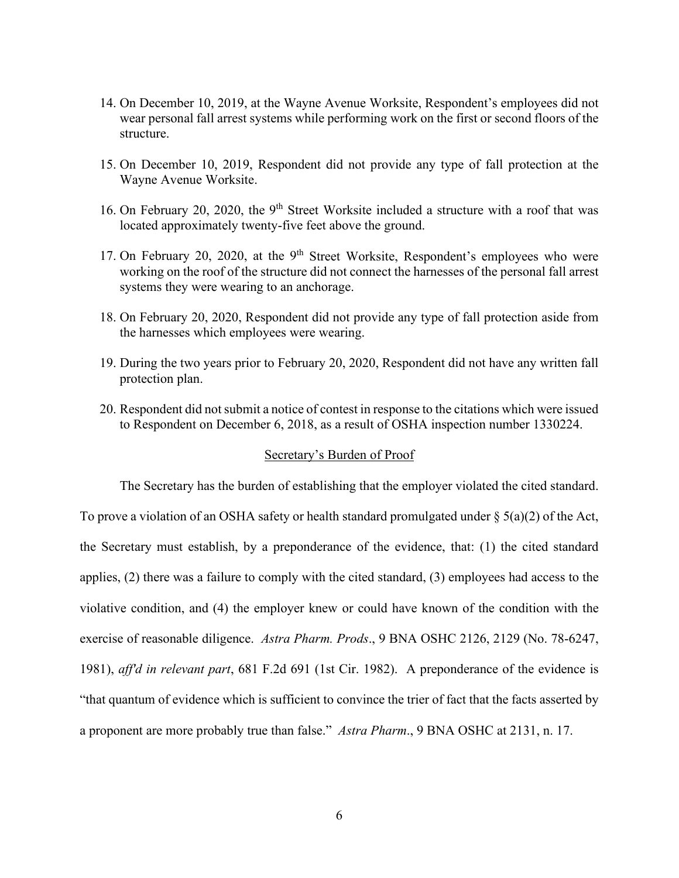14. On December 10, 2019, at the Wayne Avenue Worksite, Respondent's employees did not wear personal fall arrest systems while performing work on the first or second floors of the structure.

15. On December 10, 2019, Respondent did not provide any type of fall protection at the Wayne Avenue Worksite.

16. On February 20, 2020, the 9th Street Worksite included a structure with a roof that was located approximately twenty-five feet above the ground.

17. On February 20, 2020, at the 9th Street Worksite, Respondent's employees who were working on the roof of the structure did not connect the harnesses of the personal fall arrest systems they were wearing to an anchorage.

18. On February 20, 2020, Respondent did not provide any type of fall protection aside from the harnesses which employees were wearing.

19. During the two years prior to February 20, 2020, Respondent did not have any written fall protection plan.

20. Respondent did not submit a notice of contest in response to the citations which were issued to Respondent on December 6, 2018, as a result of OSHA inspection number 1330224.

## Secretary's Burden of Proof

The Secretary has the burden of establishing that the employer violated the cited standard. To prove a violation of an OSHA safety or health standard promulgated under § 5(a)(2) of the Act, the Secretary must establish, by a preponderance of the evidence, that: (1) the cited standard applies, (2) there was a failure to comply with the cited standard, (3) employees had access to the violative condition, and (4) the employer knew or could have known of the condition with the exercise of reasonable diligence. *Astra Pharm. Prods*., 9 BNA OSHC 2126, 2129 (No. 78-6247, 1981), *aff'd in relevant part*, 681 F.2d 691 (1st Cir. 1982). A preponderance of the evidence is "that quantum of evidence which is sufficient to convince the trier of fact that the facts asserted by a proponent are more probably true than false." *Astra Pharm*., 9 BNA OSHC at 2131, n. 17.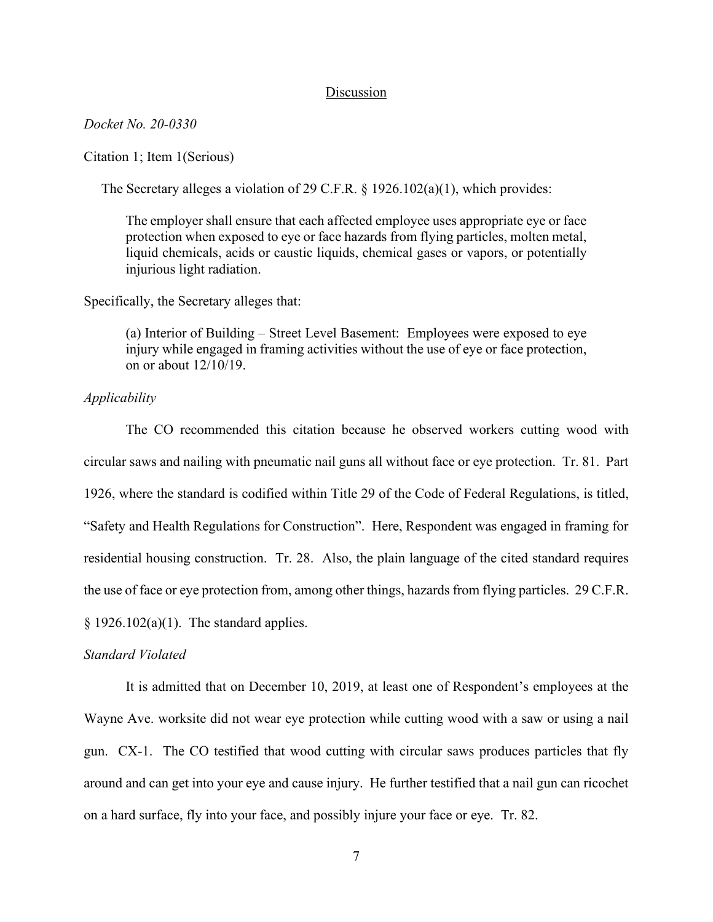## Discussion

*Docket No. 20-0330*

Citation 1; Item 1(Serious)

The Secretary alleges a violation of 29 C.F.R. § 1926.102(a)(1), which provides:

> The employer shall ensure that each affected employee uses appropriate eye or face protection when exposed to eye or face hazards from flying particles, molten metal, liquid chemicals, acids or caustic liquids, chemical gases or vapors, or potentially injurious light radiation.

Specifically, the Secretary alleges that:

> (a) Interior of Building – Street Level Basement: Employees were exposed to eye injury while engaged in framing activities without the use of eye or face protection, on or about 12/10/19.

*Applicability*

The CO recommended this citation because he observed workers cutting wood with circular saws and nailing with pneumatic nail guns all without face or eye protection. Tr. 81. Part 1926, where the standard is codified within Title 29 of the Code of Federal Regulations, is titled, "Safety and Health Regulations for Construction". Here, Respondent was engaged in framing for residential housing construction. Tr. 28. Also, the plain language of the cited standard requires the use of face or eye protection from, among other things, hazards from flying particles. 29 C.F.R. § 1926.102(a)(1). The standard applies.

*Standard Violated*

It is admitted that on December 10, 2019, at least one of Respondent's employees at the Wayne Ave. worksite did not wear eye protection while cutting wood with a saw or using a nail gun. CX-1. The CO testified that wood cutting with circular saws produces particles that fly around and can get into your eye and cause injury. He further testified that a nail gun can ricochet on a hard surface, fly into your face, and possibly injure your face or eye. Tr. 82.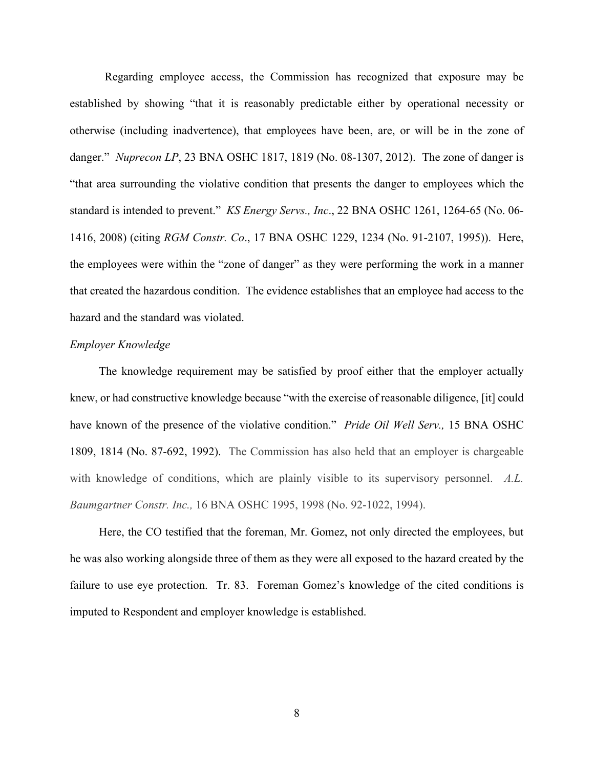Regarding employee access, the Commission has recognized that exposure may be established by showing "that it is reasonably predictable either by operational necessity or otherwise (including inadvertence), that employees have been, are, or will be in the zone of danger." *Nuprecon LP*, 23 BNA OSHC 1817, 1819 (No. 08-1307, 2012). The zone of danger is "that area surrounding the violative condition that presents the danger to employees which the standard is intended to prevent." *KS Energy Servs., Inc*., 22 BNA OSHC 1261, 1264-65 (No. 06-1416, 2008) (citing *RGM Constr. Co*., 17 BNA OSHC 1229, 1234 (No. 91-2107, 1995)). Here, the employees were within the "zone of danger" as they were performing the work in a manner that created the hazardous condition. The evidence establishes that an employee had access to the hazard and the standard was violated.

*Employer Knowledge*

The knowledge requirement may be satisfied by proof either that the employer actually knew, or had constructive knowledge because "with the exercise of reasonable diligence, [it] could have known of the presence of the violative condition." *Pride Oil Well Serv.,* 15 BNA OSHC 1809, 1814 (No. 87-692, 1992). The Commission has also held that an employer is chargeable with knowledge of conditions, which are plainly visible to its supervisory personnel. *A.L. Baumgartner Constr. Inc.,* 16 BNA OSHC 1995, 1998 (No. 92-1022, 1994).

Here, the CO testified that the foreman, Mr. Gomez, not only directed the employees, but he was also working alongside three of them as they were all exposed to the hazard created by the failure to use eye protection. Tr. 83. Foreman Gomez's knowledge of the cited conditions is imputed to Respondent and employer knowledge is established.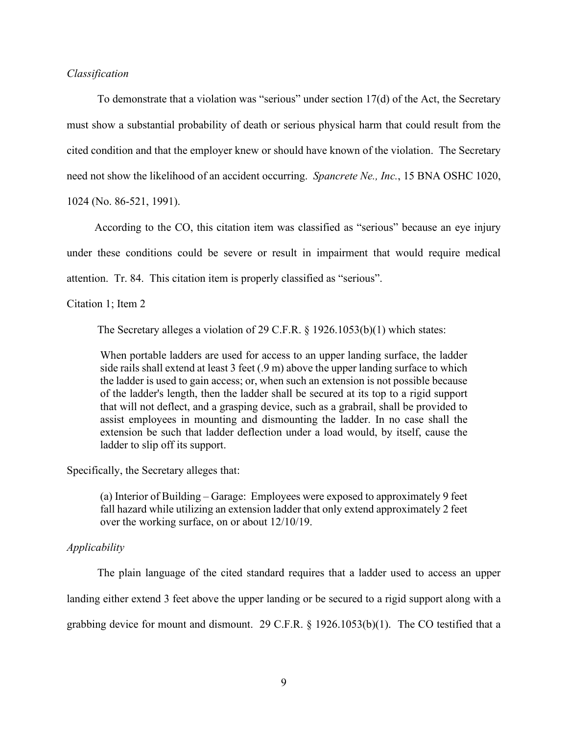*Classification*

To demonstrate that a violation was "serious" under section 17(d) of the Act, the Secretary must show a substantial probability of death or serious physical harm that could result from the cited condition and that the employer knew or should have known of the violation. The Secretary need not show the likelihood of an accident occurring. *Spancrete Ne., Inc.*, 15 BNA OSHC 1020, 1024 (No. 86-521, 1991).

According to the CO, this citation item was classified as "serious" because an eye injury under these conditions could be severe or result in impairment that would require medical attention. Tr. 84. This citation item is properly classified as "serious".

Citation 1; Item 2

The Secretary alleges a violation of 29 C.F.R. § 1926.1053(b)(1) which states:

> When portable ladders are used for access to an upper landing surface, the ladder side rails shall extend at least 3 feet (.9 m) above the upper landing surface to which the ladder is used to gain access; or, when such an extension is not possible because of the ladder's length, then the ladder shall be secured at its top to a rigid support that will not deflect, and a grasping device, such as a grabrail, shall be provided to assist employees in mounting and dismounting the ladder. In no case shall the extension be such that ladder deflection under a load would, by itself, cause the ladder to slip off its support.

Specifically, the Secretary alleges that:

> (a) Interior of Building – Garage: Employees were exposed to approximately 9 feet fall hazard while utilizing an extension ladder that only extend approximately 2 feet over the working surface, on or about 12/10/19.

*Applicability*

The plain language of the cited standard requires that a ladder used to access an upper landing either extend 3 feet above the upper landing or be secured to a rigid support along with a grabbing device for mount and dismount. 29 C.F.R. § 1926.1053(b)(1). The CO testified that a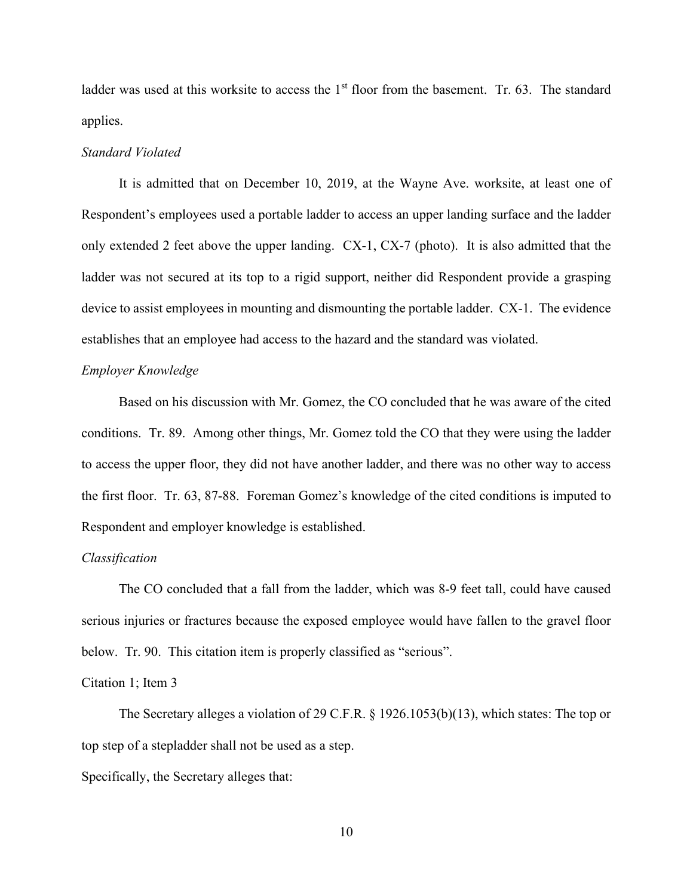ladder was used at this worksite to access the 1st floor from the basement. Tr. 63. The standard applies.

*Standard Violated*

It is admitted that on December 10, 2019, at the Wayne Ave. worksite, at least one of Respondent's employees used a portable ladder to access an upper landing surface and the ladder only extended 2 feet above the upper landing. CX-1, CX-7 (photo). It is also admitted that the ladder was not secured at its top to a rigid support, neither did Respondent provide a grasping device to assist employees in mounting and dismounting the portable ladder. CX-1. The evidence establishes that an employee had access to the hazard and the standard was violated.

*Employer Knowledge*

Based on his discussion with Mr. Gomez, the CO concluded that he was aware of the cited conditions. Tr. 89. Among other things, Mr. Gomez told the CO that they were using the ladder to access the upper floor, they did not have another ladder, and there was no other way to access the first floor. Tr. 63, 87-88. Foreman Gomez's knowledge of the cited conditions is imputed to Respondent and employer knowledge is established.

*Classification*

The CO concluded that a fall from the ladder, which was 8-9 feet tall, could have caused serious injuries or fractures because the exposed employee would have fallen to the gravel floor below. Tr. 90. This citation item is properly classified as "serious".

Citation 1; Item 3

The Secretary alleges a violation of 29 C.F.R. § 1926.1053(b)(13), which states: The top or top step of a stepladder shall not be used as a step.

Specifically, the Secretary alleges that: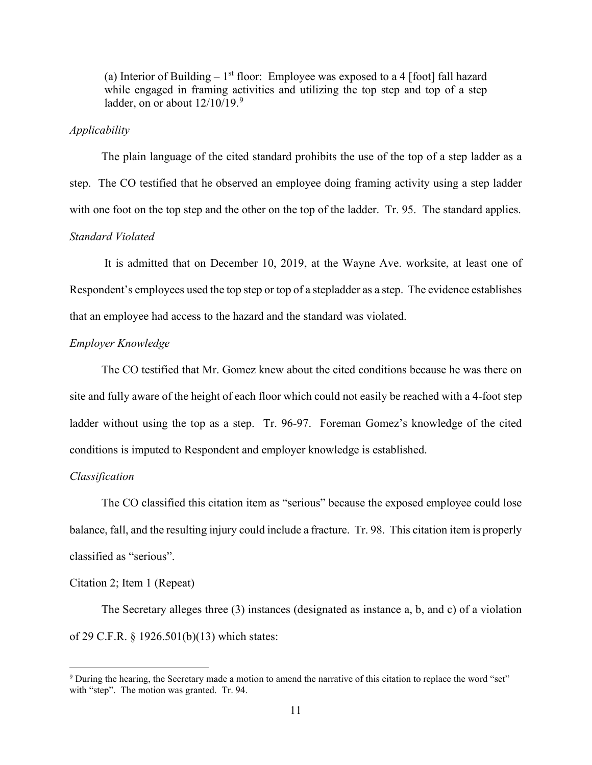(a) Interior of Building – 1st floor: Employee was exposed to a 4 [foot] fall hazard while engaged in framing activities and utilizing the top step and top of a step ladder, on or about 12/10/19.[9]

*Applicability*

The plain language of the cited standard prohibits the use of the top of a step ladder as a step. The CO testified that he observed an employee doing framing activity using a step ladder with one foot on the top step and the other on the top of the ladder. Tr. 95. The standard applies.

*Standard Violated*

It is admitted that on December 10, 2019, at the Wayne Ave. worksite, at least one of Respondent's employees used the top step or top of a stepladder as a step. The evidence establishes that an employee had access to the hazard and the standard was violated.

*Employer Knowledge*

The CO testified that Mr. Gomez knew about the cited conditions because he was there on site and fully aware of the height of each floor which could not easily be reached with a 4-foot step ladder without using the top as a step. Tr. 96-97. Foreman Gomez's knowledge of the cited conditions is imputed to Respondent and employer knowledge is established.

*Classification*

The CO classified this citation item as "serious" because the exposed employee could lose balance, fall, and the resulting injury could include a fracture. Tr. 98. This citation item is properly classified as "serious".

Citation 2; Item 1 (Repeat)

The Secretary alleges three (3) instances (designated as instance a, b, and c) of a violation of 29 C.F.R. § 1926.501(b)(13) which states:

---

[9] During the hearing, the Secretary made a motion to amend the narrative of this citation to replace the word "set" with "step". The motion was granted. Tr. 94.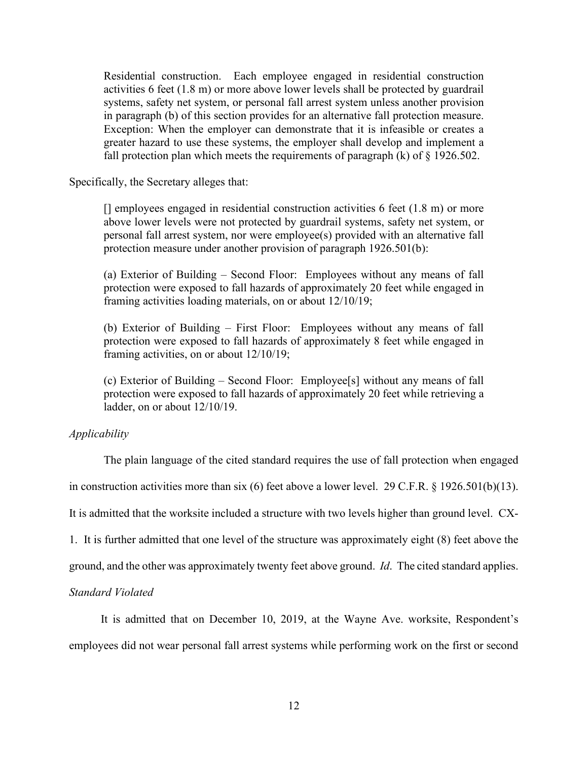> Residential construction. Each employee engaged in residential construction activities 6 feet (1.8 m) or more above lower levels shall be protected by guardrail systems, safety net system, or personal fall arrest system unless another provision in paragraph (b) of this section provides for an alternative fall protection measure. Exception: When the employer can demonstrate that it is infeasible or creates a greater hazard to use these systems, the employer shall develop and implement a fall protection plan which meets the requirements of paragraph (k) of § 1926.502.

Specifically, the Secretary alleges that:

> [] employees engaged in residential construction activities 6 feet (1.8 m) or more above lower levels were not protected by guardrail systems, safety net system, or personal fall arrest system, nor were employee(s) provided with an alternative fall protection measure under another provision of paragraph 1926.501(b):
>
> (a) Exterior of Building – Second Floor: Employees without any means of fall protection were exposed to fall hazards of approximately 20 feet while engaged in framing activities loading materials, on or about 12/10/19;
>
> (b) Exterior of Building – First Floor: Employees without any means of fall protection were exposed to fall hazards of approximately 8 feet while engaged in framing activities, on or about 12/10/19;
>
> (c) Exterior of Building – Second Floor: Employee[s] without any means of fall protection were exposed to fall hazards of approximately 20 feet while retrieving a ladder, on or about 12/10/19.

*Applicability*

The plain language of the cited standard requires the use of fall protection when engaged in construction activities more than six (6) feet above a lower level. 29 C.F.R. § 1926.501(b)(13). It is admitted that the worksite included a structure with two levels higher than ground level. CX-1. It is further admitted that one level of the structure was approximately eight (8) feet above the ground, and the other was approximately twenty feet above ground. *Id*. The cited standard applies.

*Standard Violated*

It is admitted that on December 10, 2019, at the Wayne Ave. worksite, Respondent's employees did not wear personal fall arrest systems while performing work on the first or second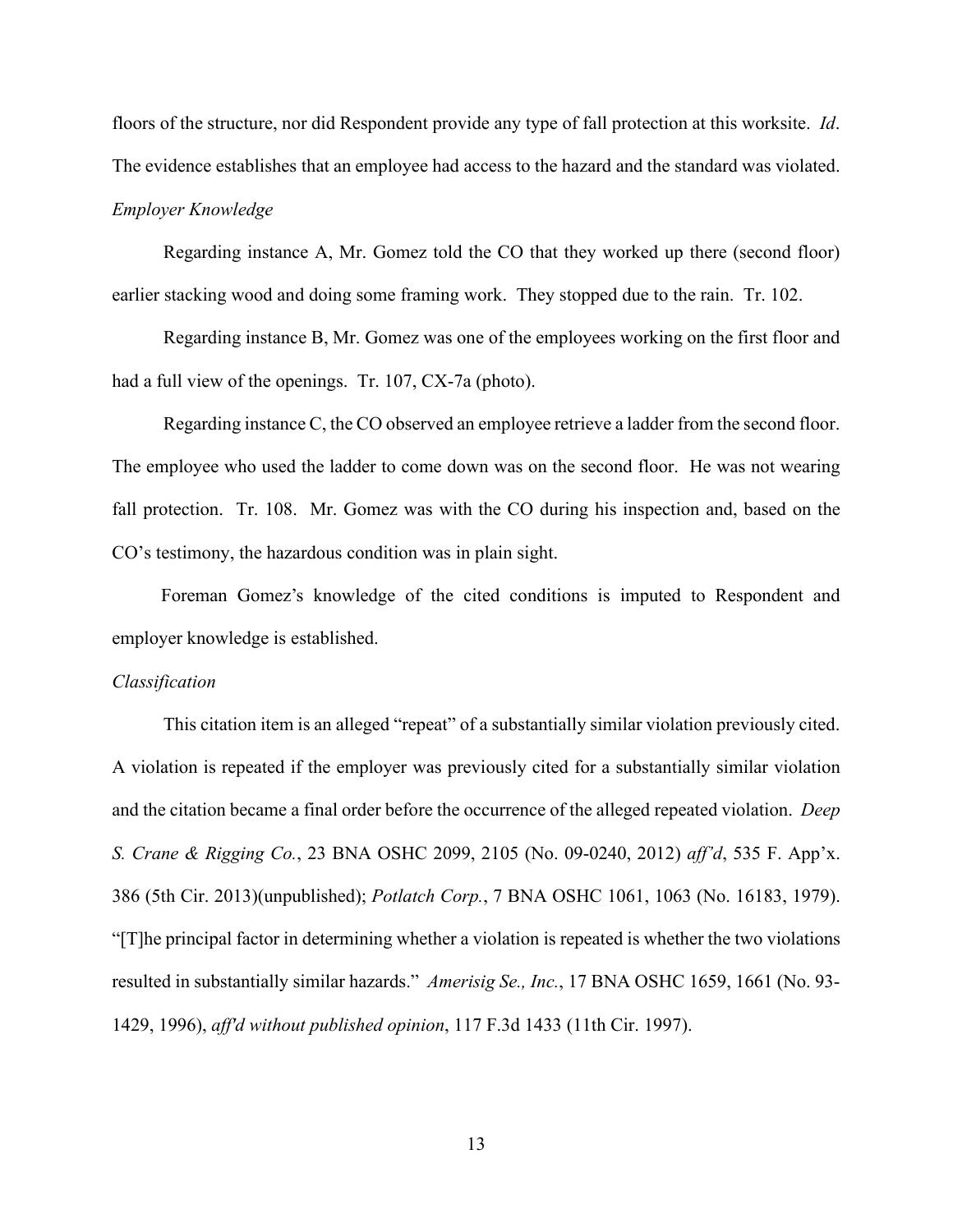floors of the structure, nor did Respondent provide any type of fall protection at this worksite. *Id*. The evidence establishes that an employee had access to the hazard and the standard was violated.

*Employer Knowledge*

Regarding instance A, Mr. Gomez told the CO that they worked up there (second floor) earlier stacking wood and doing some framing work. They stopped due to the rain. Tr. 102.

Regarding instance B, Mr. Gomez was one of the employees working on the first floor and had a full view of the openings. Tr. 107, CX-7a (photo).

Regarding instance C, the CO observed an employee retrieve a ladder from the second floor. The employee who used the ladder to come down was on the second floor. He was not wearing fall protection. Tr. 108. Mr. Gomez was with the CO during his inspection and, based on the CO's testimony, the hazardous condition was in plain sight.

Foreman Gomez's knowledge of the cited conditions is imputed to Respondent and employer knowledge is established.

*Classification*

This citation item is an alleged "repeat" of a substantially similar violation previously cited. A violation is repeated if the employer was previously cited for a substantially similar violation and the citation became a final order before the occurrence of the alleged repeated violation. *Deep S. Crane & Rigging Co.*, 23 BNA OSHC 2099, 2105 (No. 09-0240, 2012) *aff'd*, 535 F. App'x. 386 (5th Cir. 2013)(unpublished); *Potlatch Corp.*, 7 BNA OSHC 1061, 1063 (No. 16183, 1979). "[T]he principal factor in determining whether a violation is repeated is whether the two violations resulted in substantially similar hazards." *Amerisig Se., Inc.*, 17 BNA OSHC 1659, 1661 (No. 93-1429, 1996), *aff'd without published opinion*, 117 F.3d 1433 (11th Cir. 1997).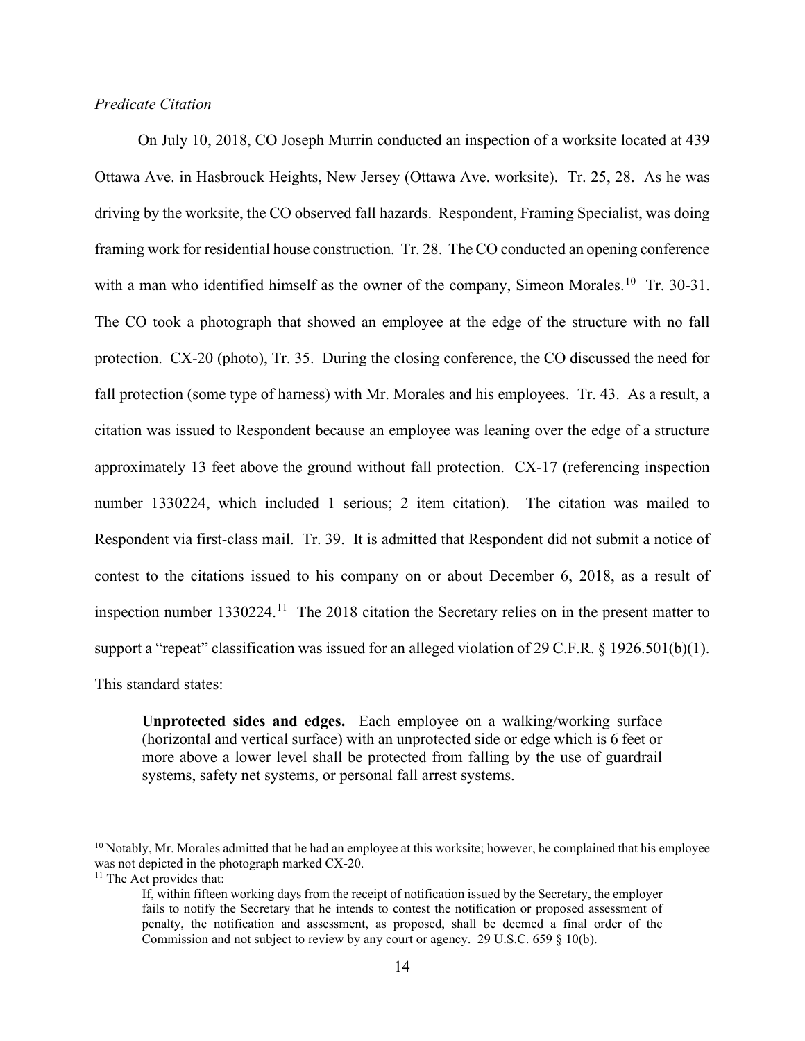*Predicate Citation*

On July 10, 2018, CO Joseph Murrin conducted an inspection of a worksite located at 439 Ottawa Ave. in Hasbrouck Heights, New Jersey (Ottawa Ave. worksite). Tr. 25, 28. As he was driving by the worksite, the CO observed fall hazards. Respondent, Framing Specialist, was doing framing work for residential house construction. Tr. 28. The CO conducted an opening conference with a man who identified himself as the owner of the company, Simeon Morales.[10] Tr. 30-31. The CO took a photograph that showed an employee at the edge of the structure with no fall protection. CX-20 (photo), Tr. 35. During the closing conference, the CO discussed the need for fall protection (some type of harness) with Mr. Morales and his employees. Tr. 43. As a result, a citation was issued to Respondent because an employee was leaning over the edge of a structure approximately 13 feet above the ground without fall protection. CX-17 (referencing inspection number 1330224, which included 1 serious; 2 item citation). The citation was mailed to Respondent via first-class mail. Tr. 39. It is admitted that Respondent did not submit a notice of contest to the citations issued to his company on or about December 6, 2018, as a result of inspection number 1330224.[11] The 2018 citation the Secretary relies on in the present matter to support a "repeat" classification was issued for an alleged violation of 29 C.F.R. § 1926.501(b)(1). This standard states:

> **Unprotected sides and edges.** Each employee on a walking/working surface (horizontal and vertical surface) with an unprotected side or edge which is 6 feet or more above a lower level shall be protected from falling by the use of guardrail systems, safety net systems, or personal fall arrest systems.

---

[10] Notably, Mr. Morales admitted that he had an employee at this worksite; however, he complained that his employee was not depicted in the photograph marked CX-20.

[11] The Act provides that:

> If, within fifteen working days from the receipt of notification issued by the Secretary, the employer fails to notify the Secretary that he intends to contest the notification or proposed assessment of penalty, the notification and assessment, as proposed, shall be deemed a final order of the Commission and not subject to review by any court or agency. 29 U.S.C. 659 § 10(b).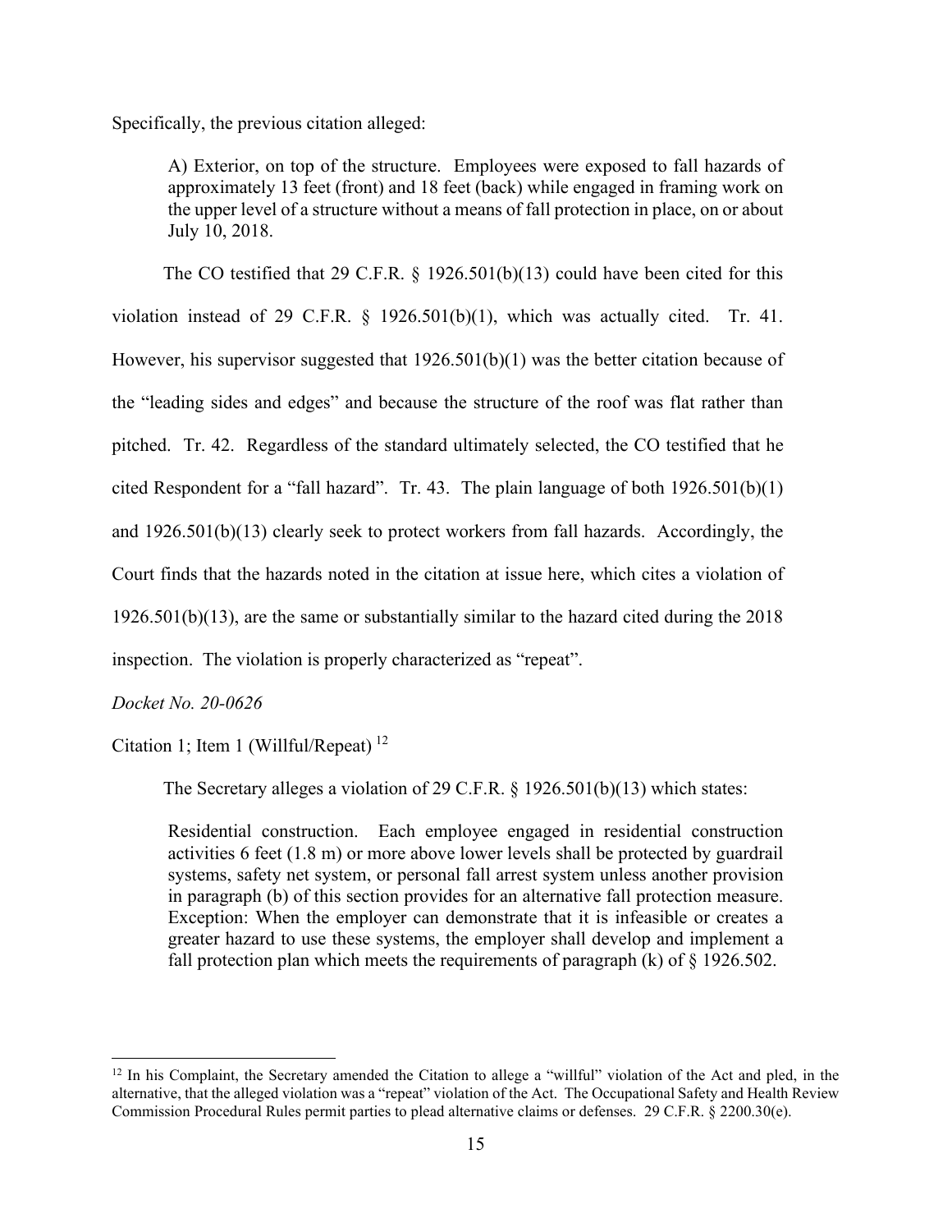Specifically, the previous citation alleged:

> A) Exterior, on top of the structure. Employees were exposed to fall hazards of approximately 13 feet (front) and 18 feet (back) while engaged in framing work on the upper level of a structure without a means of fall protection in place, on or about July 10, 2018.

The CO testified that 29 C.F.R. § 1926.501(b)(13) could have been cited for this violation instead of 29 C.F.R. § 1926.501(b)(1), which was actually cited. Tr. 41. However, his supervisor suggested that 1926.501(b)(1) was the better citation because of the "leading sides and edges" and because the structure of the roof was flat rather than pitched. Tr. 42. Regardless of the standard ultimately selected, the CO testified that he cited Respondent for a "fall hazard". Tr. 43. The plain language of both 1926.501(b)(1) and 1926.501(b)(13) clearly seek to protect workers from fall hazards. Accordingly, the Court finds that the hazards noted in the citation at issue here, which cites a violation of 1926.501(b)(13), are the same or substantially similar to the hazard cited during the 2018 inspection. The violation is properly characterized as "repeat".

*Docket No. 20-0626*

Citation 1; Item 1 (Willful/Repeat) [12]

The Secretary alleges a violation of 29 C.F.R. § 1926.501(b)(13) which states:

> Residential construction. Each employee engaged in residential construction activities 6 feet (1.8 m) or more above lower levels shall be protected by guardrail systems, safety net system, or personal fall arrest system unless another provision in paragraph (b) of this section provides for an alternative fall protection measure. Exception: When the employer can demonstrate that it is infeasible or creates a greater hazard to use these systems, the employer shall develop and implement a fall protection plan which meets the requirements of paragraph (k) of § 1926.502.

[12] In his Complaint, the Secretary amended the Citation to allege a "willful" violation of the Act and pled, in the alternative, that the alleged violation was a "repeat" violation of the Act. The Occupational Safety and Health Review Commission Procedural Rules permit parties to plead alternative claims or defenses. 29 C.F.R. § 2200.30(e).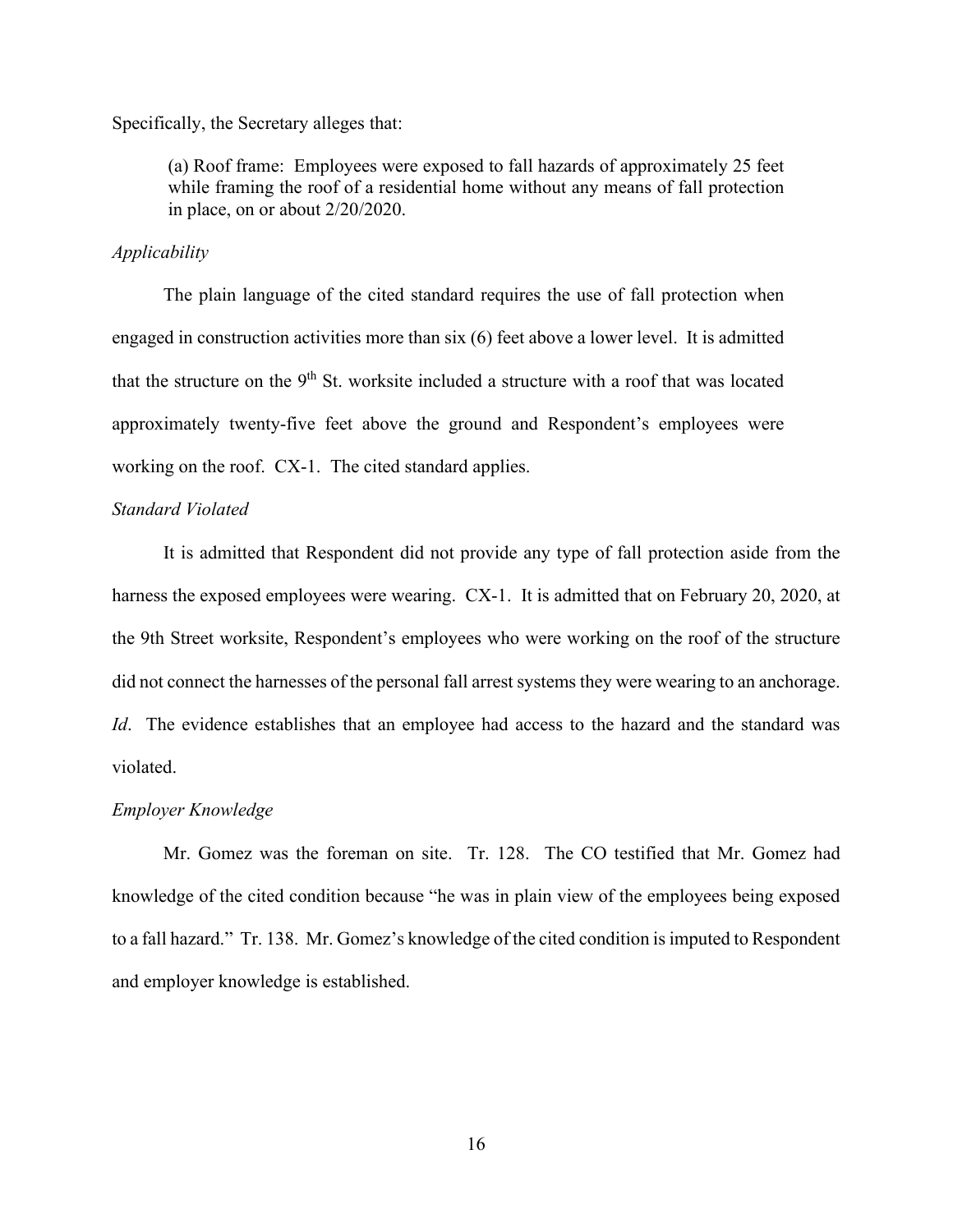Specifically, the Secretary alleges that:

> (a) Roof frame: Employees were exposed to fall hazards of approximately 25 feet while framing the roof of a residential home without any means of fall protection in place, on or about 2/20/2020.

*Applicability*

The plain language of the cited standard requires the use of fall protection when engaged in construction activities more than six (6) feet above a lower level. It is admitted that the structure on the 9th St. worksite included a structure with a roof that was located approximately twenty-five feet above the ground and Respondent's employees were working on the roof. CX-1. The cited standard applies.

*Standard Violated*

It is admitted that Respondent did not provide any type of fall protection aside from the harness the exposed employees were wearing. CX-1. It is admitted that on February 20, 2020, at the 9th Street worksite, Respondent's employees who were working on the roof of the structure did not connect the harnesses of the personal fall arrest systems they were wearing to an anchorage. *Id*. The evidence establishes that an employee had access to the hazard and the standard was violated.

*Employer Knowledge*

Mr. Gomez was the foreman on site. Tr. 128. The CO testified that Mr. Gomez had knowledge of the cited condition because "he was in plain view of the employees being exposed to a fall hazard." Tr. 138. Mr. Gomez's knowledge of the cited condition is imputed to Respondent and employer knowledge is established.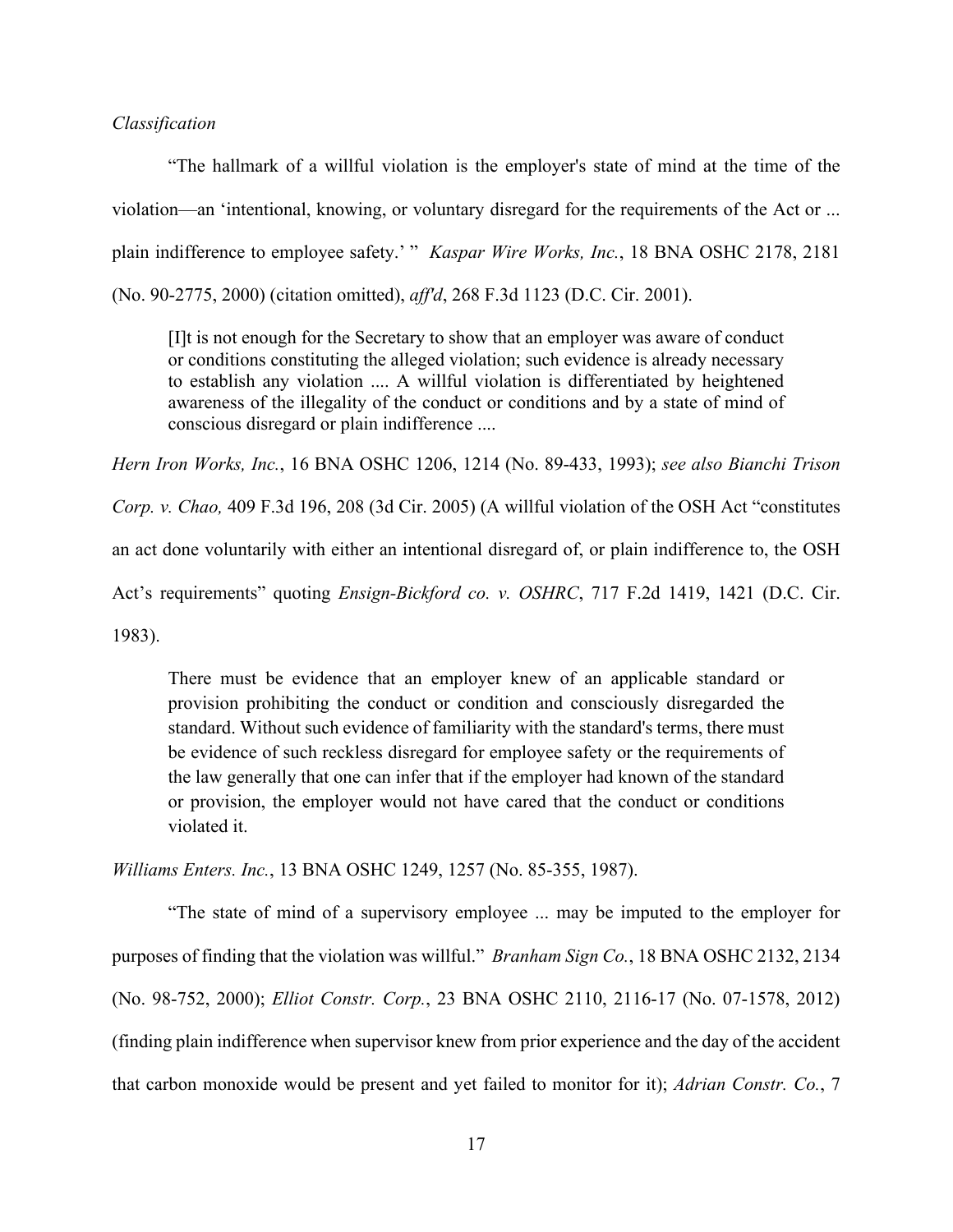*Classification*

"The hallmark of a willful violation is the employer's state of mind at the time of the violation—an 'intentional, knowing, or voluntary disregard for the requirements of the Act or ... plain indifference to employee safety.' " *Kaspar Wire Works, Inc.*, 18 BNA OSHC 2178, 2181 (No. 90-2775, 2000) (citation omitted), *aff'd*, 268 F.3d 1123 (D.C. Cir. 2001).

> [I]t is not enough for the Secretary to show that an employer was aware of conduct or conditions constituting the alleged violation; such evidence is already necessary to establish any violation .... A willful violation is differentiated by heightened awareness of the illegality of the conduct or conditions and by a state of mind of conscious disregard or plain indifference ....

*Hern Iron Works, Inc.*, 16 BNA OSHC 1206, 1214 (No. 89-433, 1993); *see also Bianchi Trison Corp. v. Chao,* 409 F.3d 196, 208 (3d Cir. 2005) (A willful violation of the OSH Act "constitutes an act done voluntarily with either an intentional disregard of, or plain indifference to, the OSH Act's requirements" quoting *Ensign-Bickford co. v. OSHRC*, 717 F.2d 1419, 1421 (D.C. Cir. 1983).

> There must be evidence that an employer knew of an applicable standard or provision prohibiting the conduct or condition and consciously disregarded the standard. Without such evidence of familiarity with the standard's terms, there must be evidence of such reckless disregard for employee safety or the requirements of the law generally that one can infer that if the employer had known of the standard or provision, the employer would not have cared that the conduct or conditions violated it.

*Williams Enters. Inc.*, 13 BNA OSHC 1249, 1257 (No. 85-355, 1987).

"The state of mind of a supervisory employee ... may be imputed to the employer for purposes of finding that the violation was willful." *Branham Sign Co.*, 18 BNA OSHC 2132, 2134 (No. 98-752, 2000); *Elliot Constr. Corp.*, 23 BNA OSHC 2110, 2116-17 (No. 07-1578, 2012) (finding plain indifference when supervisor knew from prior experience and the day of the accident that carbon monoxide would be present and yet failed to monitor for it); *Adrian Constr. Co.*, 7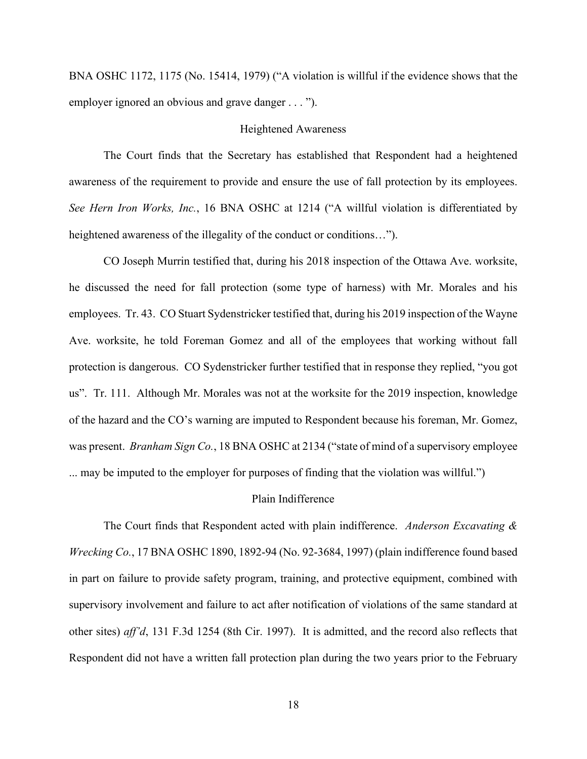BNA OSHC 1172, 1175 (No. 15414, 1979) ("A violation is willful if the evidence shows that the employer ignored an obvious and grave danger . . . ").

### Heightened Awareness

The Court finds that the Secretary has established that Respondent had a heightened awareness of the requirement to provide and ensure the use of fall protection by its employees. *See Hern Iron Works, Inc.*, 16 BNA OSHC at 1214 ("A willful violation is differentiated by heightened awareness of the illegality of the conduct or conditions…").

CO Joseph Murrin testified that, during his 2018 inspection of the Ottawa Ave. worksite, he discussed the need for fall protection (some type of harness) with Mr. Morales and his employees. Tr. 43. CO Stuart Sydenstricker testified that, during his 2019 inspection of the Wayne Ave. worksite, he told Foreman Gomez and all of the employees that working without fall protection is dangerous. CO Sydenstricker further testified that in response they replied, "you got us". Tr. 111. Although Mr. Morales was not at the worksite for the 2019 inspection, knowledge of the hazard and the CO's warning are imputed to Respondent because his foreman, Mr. Gomez, was present. *Branham Sign Co.*, 18 BNA OSHC at 2134 ("state of mind of a supervisory employee ... may be imputed to the employer for purposes of finding that the violation was willful.")

### Plain Indifference

The Court finds that Respondent acted with plain indifference. *Anderson Excavating & Wrecking Co.*, 17 BNA OSHC 1890, 1892-94 (No. 92-3684, 1997) (plain indifference found based in part on failure to provide safety program, training, and protective equipment, combined with supervisory involvement and failure to act after notification of violations of the same standard at other sites) *aff'd*, 131 F.3d 1254 (8th Cir. 1997). It is admitted, and the record also reflects that Respondent did not have a written fall protection plan during the two years prior to the February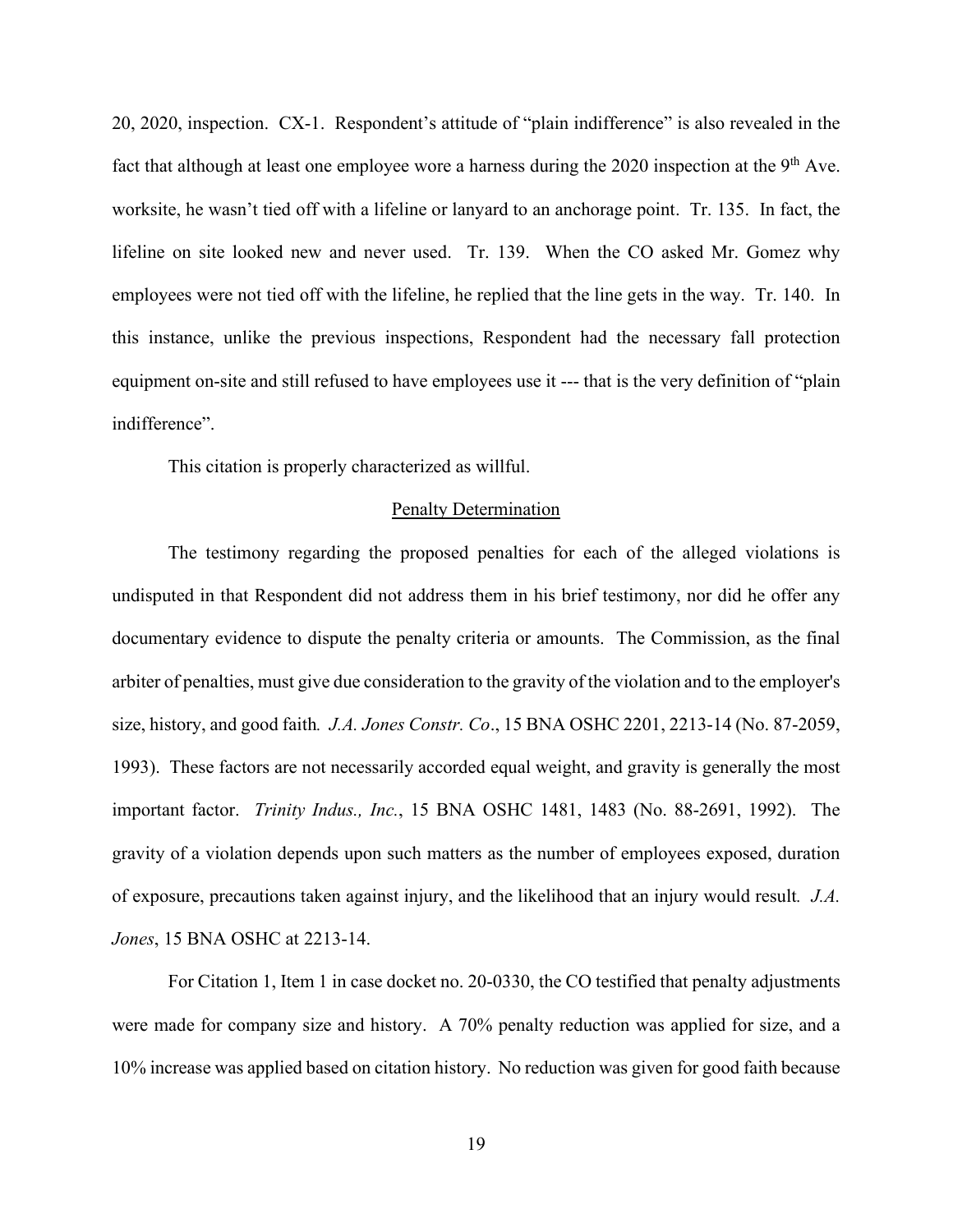20, 2020, inspection. CX-1. Respondent's attitude of "plain indifference" is also revealed in the fact that although at least one employee wore a harness during the 2020 inspection at the 9th Ave. worksite, he wasn't tied off with a lifeline or lanyard to an anchorage point. Tr. 135. In fact, the lifeline on site looked new and never used. Tr. 139. When the CO asked Mr. Gomez why employees were not tied off with the lifeline, he replied that the line gets in the way. Tr. 140. In this instance, unlike the previous inspections, Respondent had the necessary fall protection equipment on-site and still refused to have employees use it --- that is the very definition of "plain indifference".

This citation is properly characterized as willful.

## Penalty Determination

The testimony regarding the proposed penalties for each of the alleged violations is undisputed in that Respondent did not address them in his brief testimony, nor did he offer any documentary evidence to dispute the penalty criteria or amounts. The Commission, as the final arbiter of penalties, must give due consideration to the gravity of the violation and to the employer's size, history, and good faith. *J.A. Jones Constr. Co*., 15 BNA OSHC 2201, 2213-14 (No. 87-2059, 1993). These factors are not necessarily accorded equal weight, and gravity is generally the most important factor. *Trinity Indus., Inc.*, 15 BNA OSHC 1481, 1483 (No. 88-2691, 1992). The gravity of a violation depends upon such matters as the number of employees exposed, duration of exposure, precautions taken against injury, and the likelihood that an injury would result. *J.A. Jones*, 15 BNA OSHC at 2213-14.

For Citation 1, Item 1 in case docket no. 20-0330, the CO testified that penalty adjustments were made for company size and history. A 70% penalty reduction was applied for size, and a 10% increase was applied based on citation history. No reduction was given for good faith because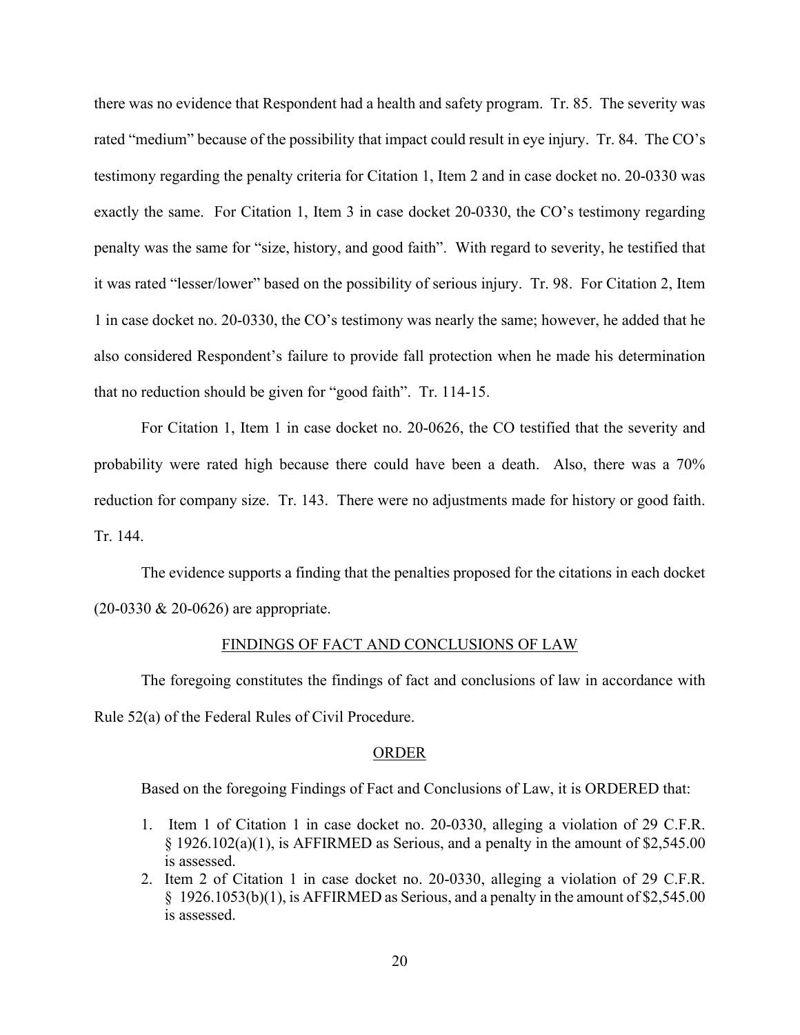there was no evidence that Respondent had a health and safety program. Tr. 85. The severity was rated "medium" because of the possibility that impact could result in eye injury. Tr. 84. The CO's testimony regarding the penalty criteria for Citation 1, Item 2 and in case docket no. 20-0330 was exactly the same. For Citation 1, Item 3 in case docket 20-0330, the CO's testimony regarding penalty was the same for "size, history, and good faith". With regard to severity, he testified that it was rated "lesser/lower" based on the possibility of serious injury. Tr. 98. For Citation 2, Item 1 in case docket no. 20-0330, the CO's testimony was nearly the same; however, he added that he also considered Respondent's failure to provide fall protection when he made his determination that no reduction should be given for "good faith". Tr. 114-15.

For Citation 1, Item 1 in case docket no. 20-0626, the CO testified that the severity and probability were rated high because there could have been a death. Also, there was a 70% reduction for company size. Tr. 143. There were no adjustments made for history or good faith. Tr. 144.

The evidence supports a finding that the penalties proposed for the citations in each docket (20-0330 & 20-0626) are appropriate.

## FINDINGS OF FACT AND CONCLUSIONS OF LAW

The foregoing constitutes the findings of fact and conclusions of law in accordance with Rule 52(a) of the Federal Rules of Civil Procedure.

## ORDER

Based on the foregoing Findings of Fact and Conclusions of Law, it is ORDERED that:

1. Item 1 of Citation 1 in case docket no. 20-0330, alleging a violation of 29 C.F.R. § 1926.102(a)(1), is AFFIRMED as Serious, and a penalty in the amount of $2,545.00 is assessed.
2. Item 2 of Citation 1 in case docket no. 20-0330, alleging a violation of 29 C.F.R. § 1926.1053(b)(1), is AFFIRMED as Serious, and a penalty in the amount of $2,545.00 is assessed.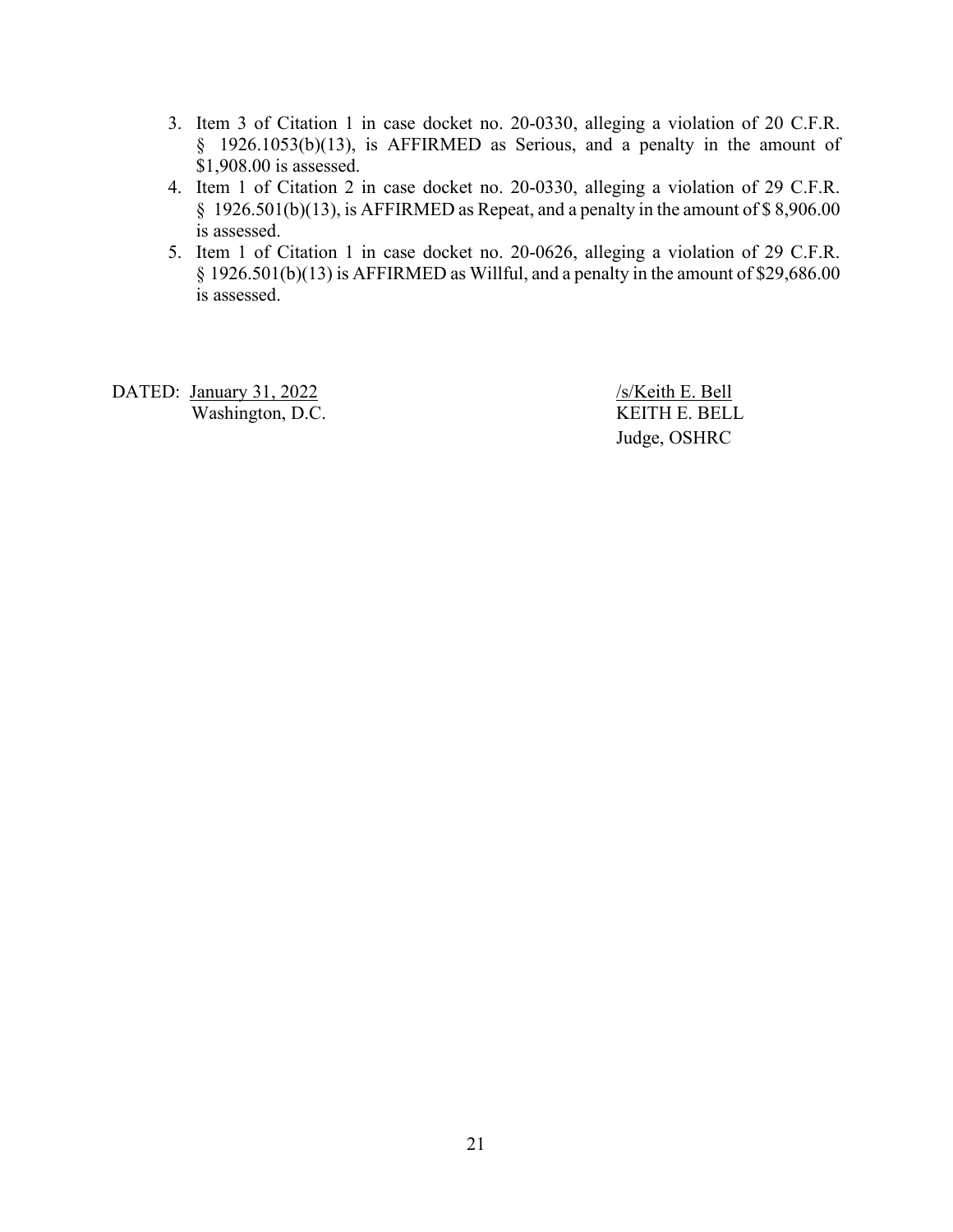3. Item 3 of Citation 1 in case docket no. 20-0330, alleging a violation of 20 C.F.R. § 1926.1053(b)(13), is AFFIRMED as Serious, and a penalty in the amount of $1,908.00 is assessed.
4. Item 1 of Citation 2 in case docket no. 20-0330, alleging a violation of 29 C.F.R. § 1926.501(b)(13), is AFFIRMED as Repeat, and a penalty in the amount of $ 8,906.00 is assessed.
5. Item 1 of Citation 1 in case docket no. 20-0626, alleging a violation of 29 C.F.R. § 1926.501(b)(13) is AFFIRMED as Willful, and a penalty in the amount of $29,686.00 is assessed.

DATED: January 31, 2022
Washington, D.C.

/s/Keith E. Bell
KEITH E. BELL
Judge, OSHRC